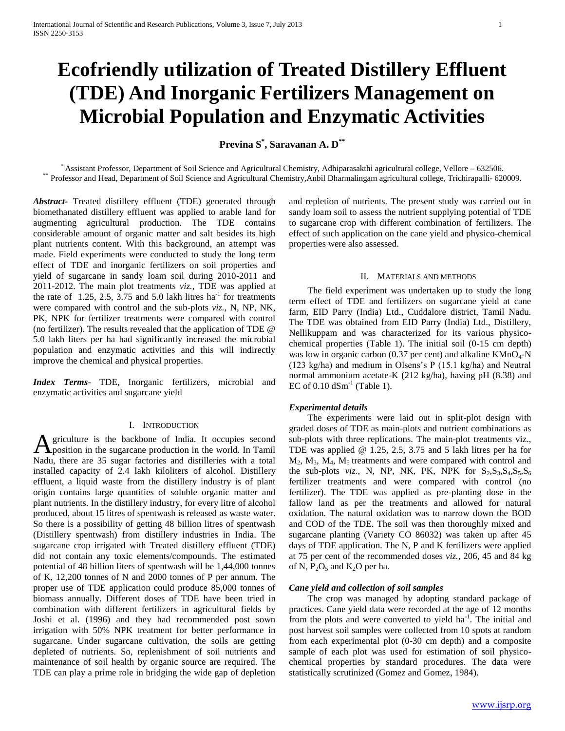# Ecofriendly utilization of Treated Distillery Effluent (TDE) And Inorganic Fertilizers Management on Microbial Population and Enzymatic Activities

**Previna S[*], Saravanan A. D[**]**

[*] Assistant Professor, Department of Soil Science and Agricultural Chemistry, Adhiparasakthi agricultural college, Vellore – 632506.
[**] Professor and Head, Department of Soil Science and Agricultural Chemistry,Anbil Dharmalingam agricultural college, Trichirapalli- 620009.

***Abstract-*** Treated distillery effluent (TDE) generated through biomethanated distillery effluent was applied to arable land for augmenting agricultural production. The TDE contains considerable amount of organic matter and salt besides its high plant nutrients content. With this background, an attempt was made. Field experiments were conducted to study the long term effect of TDE and inorganic fertilizers on soil properties and yield of sugarcane in sandy loam soil during 2010-2011 and 2011-2012. The main plot treatments *viz.,* TDE was applied at the rate of 1.25, 2.5, 3.75 and 5.0 lakh litres $ha^{-1}$ for treatments were compared with control and the sub-plots *viz.,* N, NP, NK, PK, NPK for fertilizer treatments were compared with control (no fertilizer). The results revealed that the application of TDE @ 5.0 lakh liters per ha had significantly increased the microbial population and enzymatic activities and this will indirectly improve the chemical and physical properties.

***Index Terms*-** TDE, Inorganic fertilizers, microbial and enzymatic activities and sugarcane yield

## I. Introduction

Agriculture is the backbone of India. It occupies second position in the sugarcane production in the world. In Tamil Nadu, there are 35 sugar factories and distilleries with a total installed capacity of 2.4 lakh kiloliters of alcohol. Distillery effluent, a liquid waste from the distillery industry is of plant origin contains large quantities of soluble organic matter and plant nutrients. In the distillery industry, for every litre of alcohol produced, about 15 litres of spentwash is released as waste water. So there is a possibility of getting 48 billion litres of spentwash (Distillery spentwash) from distillery industries in India. The sugarcane crop irrigated with Treated distillery effluent (TDE) did not contain any toxic elements/compounds. The estimated potential of 48 billion liters of spentwash will be 1,44,000 tonnes of K, 12,200 tonnes of N and 2000 tonnes of P per annum. The proper use of TDE application could produce 85,000 tonnes of biomass annually. Different doses of TDE have been tried in combination with different fertilizers in agricultural fields by Joshi et al. (1996) and they had recommended post sown irrigation with 50% NPK treatment for better performance in sugarcane. Under sugarcane cultivation, the soils are getting depleted of nutrients. So, replenishment of soil nutrients and maintenance of soil health by organic source are required. The TDE can play a prime role in bridging the wide gap of depletion and repletion of nutrients. The present study was carried out in sandy loam soil to assess the nutrient supplying potential of TDE to sugarcane crop with different combination of fertilizers. The effect of such application on the cane yield and physico-chemical properties were also assessed.

## II. Materials and Methods

The field experiment was undertaken up to study the long term effect of TDE and fertilizers on sugarcane yield at cane farm, EID Parry (India) Ltd., Cuddalore district, Tamil Nadu. The TDE was obtained from EID Parry (India) Ltd., Distillery, Nellikuppam and was characterized for its various physico-chemical properties (Table 1). The initial soil (0-15 cm depth) was low in organic carbon (0.37 per cent) and alkaline $KMnO_4$-N (123 kg/ha) and medium in Olsens's P (15.1 kg/ha) and Neutral normal ammonium acetate-K (212 kg/ha), having pH (8.38) and EC of 0.10 $dSm^{-1}$ (Table 1).

### *Experimental details*

The experiments were laid out in split-plot design with graded doses of TDE as main-plots and nutrient combinations as sub-plots with three replications. The main-plot treatments viz., TDE was applied @ 1.25, 2.5, 3.75 and 5 lakh litres per ha for $M_2$, $M_3$, $M_4$, $M_5$ treatments and were compared with control and the sub-plots *viz.,* N, NP, NK, PK, NPK for $S_2$,$S_3$,$S_4$,$S_5$,$S_6$ fertilizer treatments and were compared with control (no fertilizer). The TDE was applied as pre-planting dose in the fallow land as per the treatments and allowed for natural oxidation. The natural oxidation was to narrow down the BOD and COD of the TDE. The soil was then thoroughly mixed and sugarcane planting (Variety CO 86032) was taken up after 45 days of TDE application. The N, P and K fertilizers were applied at 75 per cent of the recommended doses *viz.,* 206, 45 and 84 kg of N, $P_2O_5$ and $K_2O$ per ha.

### *Cane yield and collection of soil samples*

The crop was managed by adopting standard package of practices. Cane yield data were recorded at the age of 12 months from the plots and were converted to yield $ha^{-1}$. The initial and post harvest soil samples were collected from 10 spots at random from each experimental plot (0-30 cm depth) and a composite sample of each plot was used for estimation of soil physico-chemical properties by standard procedures. The data were statistically scrutinized (Gomez and Gomez, 1984).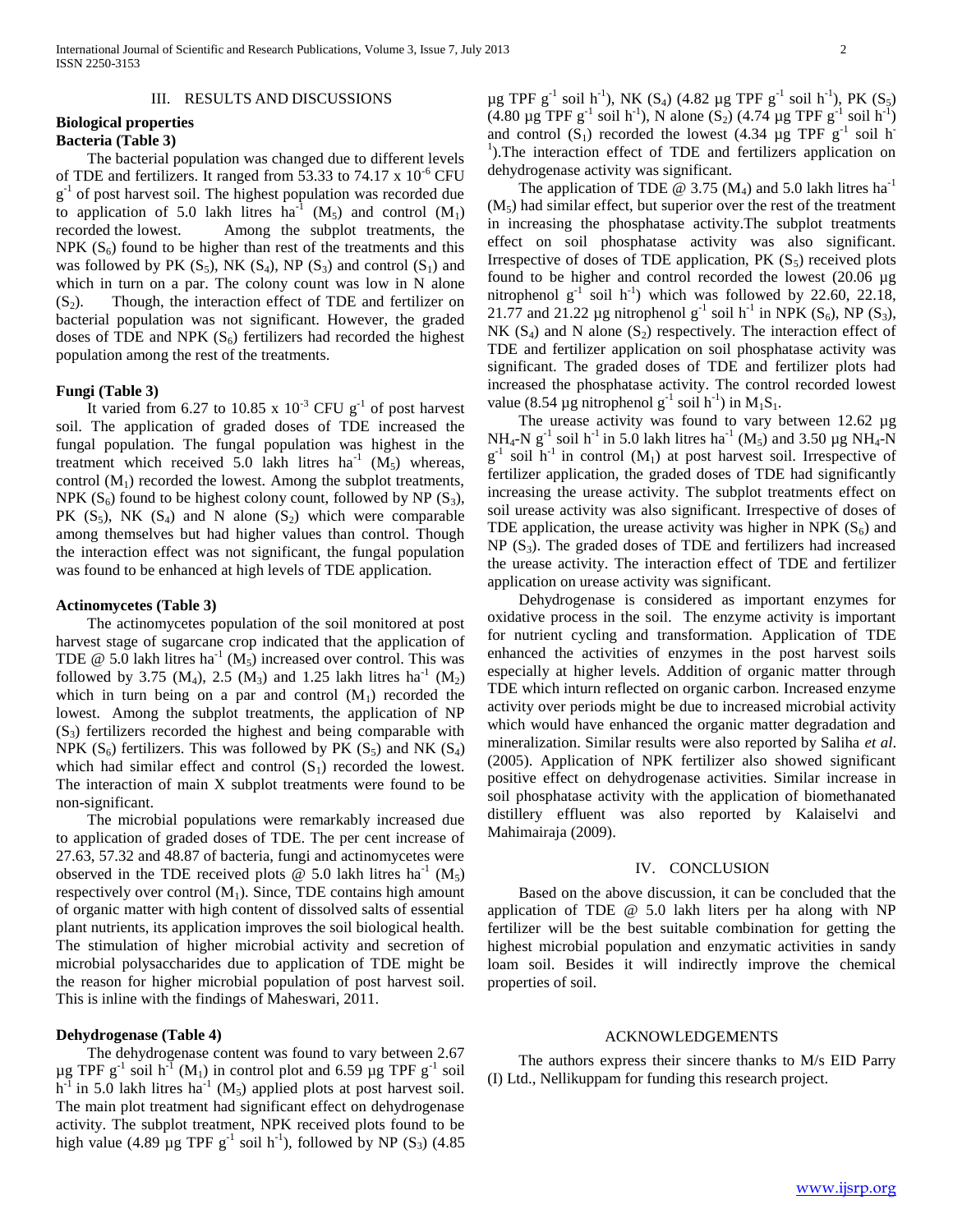## III. RESULTS AND DISCUSSIONS

### Biological properties

#### Bacteria (Table 3)

The bacterial population was changed due to different levels of TDE and fertilizers. It ranged from 53.33 to 74.17 x $10^{-6}$ CFU $g^{-1}$ of post harvest soil. The highest population was recorded due to application of 5.0 lakh litres $ha^{-1}$ ($M_5$) and control ($M_1$) recorded the lowest. Among the subplot treatments, the NPK ($S_6$) found to be higher than rest of the treatments and this was followed by PK ($S_5$), NK ($S_4$), NP ($S_3$) and control ($S_1$) and which in turn on a par. The colony count was low in N alone ($S_2$). Though, the interaction effect of TDE and fertilizer on bacterial population was not significant. However, the graded doses of TDE and NPK ($S_6$) fertilizers had recorded the highest population among the rest of the treatments.

#### Fungi (Table 3)

It varied from 6.27 to 10.85 x $10^{-3}$ CFU $g^{-1}$ of post harvest soil. The application of graded doses of TDE increased the fungal population. The fungal population was highest in the treatment which received 5.0 lakh litres $ha^{-1}$ ($M_5$) whereas, control ($M_1$) recorded the lowest. Among the subplot treatments, NPK ($S_6$) found to be highest colony count, followed by NP ($S_3$), PK ($S_5$), NK ($S_4$) and N alone ($S_2$) which were comparable among themselves but had higher values than control. Though the interaction effect was not significant, the fungal population was found to be enhanced at high levels of TDE application.

#### Actinomycetes (Table 3)

The actinomycetes population of the soil monitored at post harvest stage of sugarcane crop indicated that the application of TDE @ 5.0 lakh litres $ha^{-1}$ ($M_5$) increased over control. This was followed by 3.75 ($M_4$), 2.5 ($M_3$) and 1.25 lakh litres $ha^{-1}$ ($M_2$) which in turn being on a par and control ($M_1$) recorded the lowest. Among the subplot treatments, the application of NP ($S_3$) fertilizers recorded the highest and being comparable with NPK ($S_6$) fertilizers. This was followed by PK ($S_5$) and NK ($S_4$) which had similar effect and control ($S_1$) recorded the lowest. The interaction of main X subplot treatments were found to be non-significant.

The microbial populations were remarkably increased due to application of graded doses of TDE. The per cent increase of 27.63, 57.32 and 48.87 of bacteria, fungi and actinomycetes were observed in the TDE received plots @ 5.0 lakh litres $ha^{-1}$ ($M_5$) respectively over control ($M_1$). Since, TDE contains high amount of organic matter with high content of dissolved salts of essential plant nutrients, its application improves the soil biological health. The stimulation of higher microbial activity and secretion of microbial polysaccharides due to application of TDE might be the reason for higher microbial population of post harvest soil. This is inline with the findings of Maheswari, 2011.

#### Dehydrogenase (Table 4)

The dehydrogenase content was found to vary between 2.67 µg TPF $g^{-1}$ soil $h^{-1}$ ($M_1$) in control plot and 6.59 µg TPF $g^{-1}$ soil $h^{-1}$ in 5.0 lakh litres $ha^{-1}$ ($M_5$) applied plots at post harvest soil. The main plot treatment had significant effect on dehydrogenase activity. The subplot treatment, NPK received plots found to be high value (4.89 µg TPF $g^{-1}$ soil $h^{-1}$), followed by NP ($S_3$) (4.85 µg TPF $g^{-1}$ soil $h^{-1}$), NK ($S_4$) (4.82 µg TPF $g^{-1}$ soil $h^{-1}$), PK ($S_5$) (4.80 µg TPF $g^{-1}$ soil $h^{-1}$), N alone ($S_2$) (4.74 µg TPF $g^{-1}$ soil $h^{-1}$) and control ($S_1$) recorded the lowest (4.34 µg TPF $g^{-1}$ soil $h^{-1}$).The interaction effect of TDE and fertilizers application on dehydrogenase activity was significant.

The application of TDE @ 3.75 ($M_4$) and 5.0 lakh litres $ha^{-1}$ ($M_5$) had similar effect, but superior over the rest of the treatment in increasing the phosphatase activity.The subplot treatments effect on soil phosphatase activity was also significant. Irrespective of doses of TDE application, PK ($S_5$) received plots found to be higher and control recorded the lowest (20.06 µg nitrophenol $g^{-1}$ soil $h^{-1}$) which was followed by 22.60, 22.18, 21.77 and 21.22 µg nitrophenol $g^{-1}$ soil $h^{-1}$ in NPK ($S_6$), NP ($S_3$), NK ($S_4$) and N alone ($S_2$) respectively. The interaction effect of TDE and fertilizer application on soil phosphatase activity was significant. The graded doses of TDE and fertilizer plots had increased the phosphatase activity. The control recorded lowest value (8.54 µg nitrophenol $g^{-1}$ soil $h^{-1}$) in $M_1S_1$.

The urease activity was found to vary between 12.62 µg $NH_4$-N $g^{-1}$ soil $h^{-1}$ in 5.0 lakh litres $ha^{-1}$ ($M_5$) and 3.50 µg $NH_4$-N $g^{-1}$ soil $h^{-1}$ in control ($M_1$) at post harvest soil. Irrespective of fertilizer application, the graded doses of TDE had significantly increasing the urease activity. The subplot treatments effect on soil urease activity was also significant. Irrespective of doses of TDE application, the urease activity was higher in NPK ($S_6$) and NP ($S_3$). The graded doses of TDE and fertilizers had increased the urease activity. The interaction effect of TDE and fertilizer application on urease activity was significant.

Dehydrogenase is considered as important enzymes for oxidative process in the soil. The enzyme activity is important for nutrient cycling and transformation. Application of TDE enhanced the activities of enzymes in the post harvest soils especially at higher levels. Addition of organic matter through TDE which inturn reflected on organic carbon. Increased enzyme activity over periods might be due to increased microbial activity which would have enhanced the organic matter degradation and mineralization. Similar results were also reported by Saliha *et al*. (2005). Application of NPK fertilizer also showed significant positive effect on dehydrogenase activities. Similar increase in soil phosphatase activity with the application of biomethanated distillery effluent was also reported by Kalaiselvi and Mahimairaja (2009).

## IV. CONCLUSION

Based on the above discussion, it can be concluded that the application of TDE @ 5.0 lakh liters per ha along with NP fertilizer will be the best suitable combination for getting the highest microbial population and enzymatic activities in sandy loam soil. Besides it will indirectly improve the chemical properties of soil.

## ACKNOWLEDGEMENTS

The authors express their sincere thanks to M/s EID Parry (I) Ltd., Nellikuppam for funding this research project.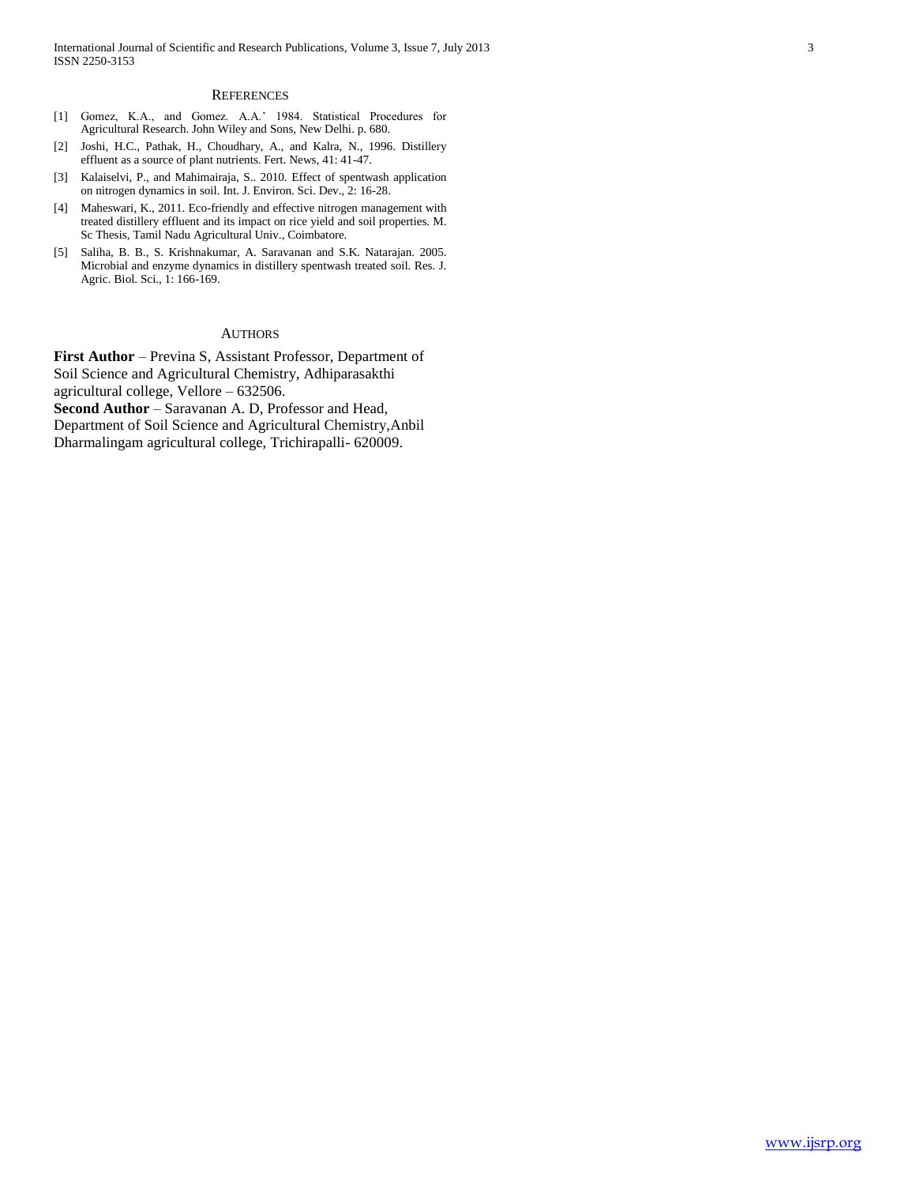## References

[1] Gomez, K.A., and Gomez. A.A.' 1984. Statistical Procedures for Agricultural Research. John Wiley and Sons, New Delhi. p. 680.

[2] Joshi, H.C., Pathak, H., Choudhary, A., and Kalra, N., 1996. Distillery effluent as a source of plant nutrients. Fert. News, 41: 41-47.

[3] Kalaiselvi, P., and Mahimairaja, S.. 2010. Effect of spentwash application on nitrogen dynamics in soil. Int. J. Environ. Sci. Dev., 2: 16-28.

[4] Maheswari, K., 2011. Eco-friendly and effective nitrogen management with treated distillery effluent and its impact on rice yield and soil properties. M. Sc Thesis, Tamil Nadu Agricultural Univ., Coimbatore.

[5] Saliha, B. B., S. Krishnakumar, A. Saravanan and S.K. Natarajan. 2005. Microbial and enzyme dynamics in distillery spentwash treated soil. Res. J. Agric. Biol. Sci., 1: 166-169.

## Authors

**First Author** – Previna S, Assistant Professor, Department of Soil Science and Agricultural Chemistry, Adhiparasakthi agricultural college, Vellore – 632506.

**Second Author** – Saravanan A. D, Professor and Head, Department of Soil Science and Agricultural Chemistry,Anbil Dharmalingam agricultural college, Trichirapalli- 620009.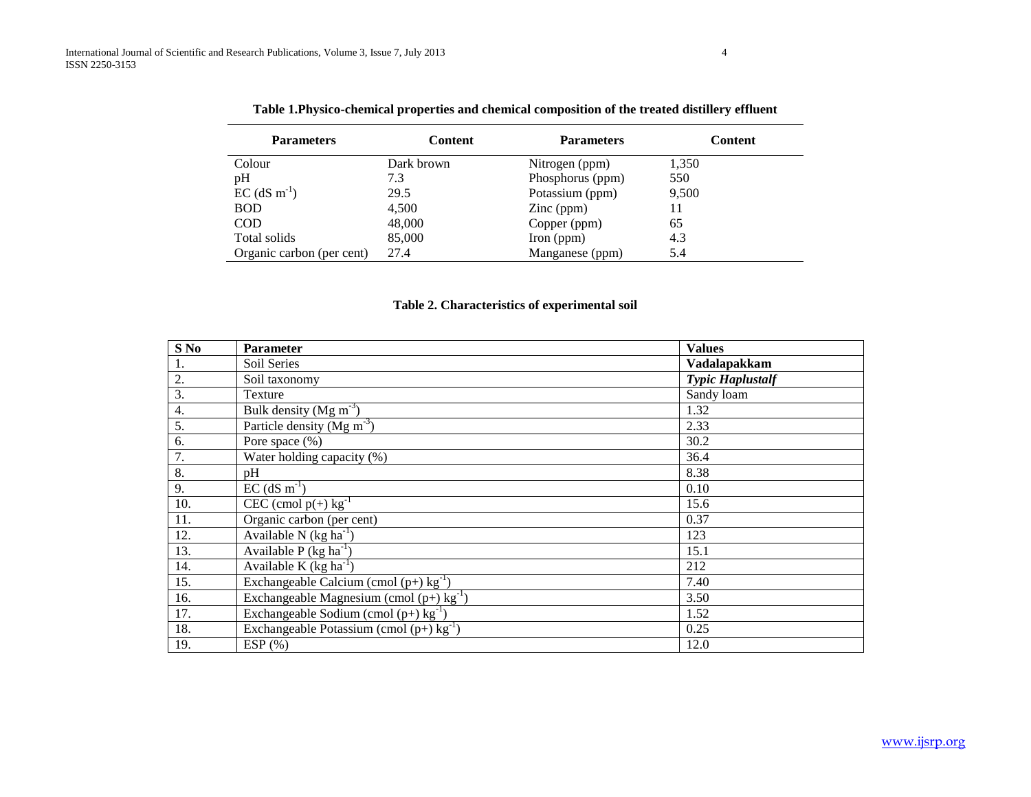**Table 1.Physico-chemical properties and chemical composition of the treated distillery effluent**

| Parameters | Content | Parameters | Content |
|---|---|---|---|
| Colour | Dark brown | Nitrogen (ppm) | 1,350 |
| pH | 7.3 | Phosphorus (ppm) | 550 |
| EC (dS $m^{-1}$) | 29.5 | Potassium (ppm) | 9,500 |
| BOD | 4,500 | Zinc (ppm) | 11 |
| COD | 48,000 | Copper (ppm) | 65 |
| Total solids | 85,000 | Iron (ppm) | 4.3 |
| Organic carbon (per cent) | 27.4 | Manganese (ppm) | 5.4 |

**Table 2. Characteristics of experimental soil**

| S No | Parameter | Values |
|---|---|---|
| 1. | Soil Series | **Vadalapakkam** |
| 2. | Soil taxonomy | ***Typic Haplustalf*** |
| 3. | Texture | Sandy loam |
| 4. | Bulk density (Mg $m^{-3}$) | 1.32 |
| 5. | Particle density (Mg $m^{-3}$) | 2.33 |
| 6. | Pore space (%) | 30.2 |
| 7. | Water holding capacity (%) | 36.4 |
| 8. | pH | 8.38 |
| 9. | EC (dS $m^{-1}$) | 0.10 |
| 10. | CEC (cmol p(+) $kg^{-1}$ | 15.6 |
| 11. | Organic carbon (per cent) | 0.37 |
| 12. | Available N (kg $ha^{-1}$) | 123 |
| 13. | Available P (kg $ha^{-1}$) | 15.1 |
| 14. | Available K (kg $ha^{-1}$) | 212 |
| 15. | Exchangeable Calcium (cmol (p+) $kg^{-1}$) | 7.40 |
| 16. | Exchangeable Magnesium (cmol (p+) $kg^{-1}$) | 3.50 |
| 17. | Exchangeable Sodium (cmol (p+) $kg^{-1}$) | 1.52 |
| 18. | Exchangeable Potassium (cmol (p+) $kg^{-1}$) | 0.25 |
| 19. | ESP (%) | 12.0 |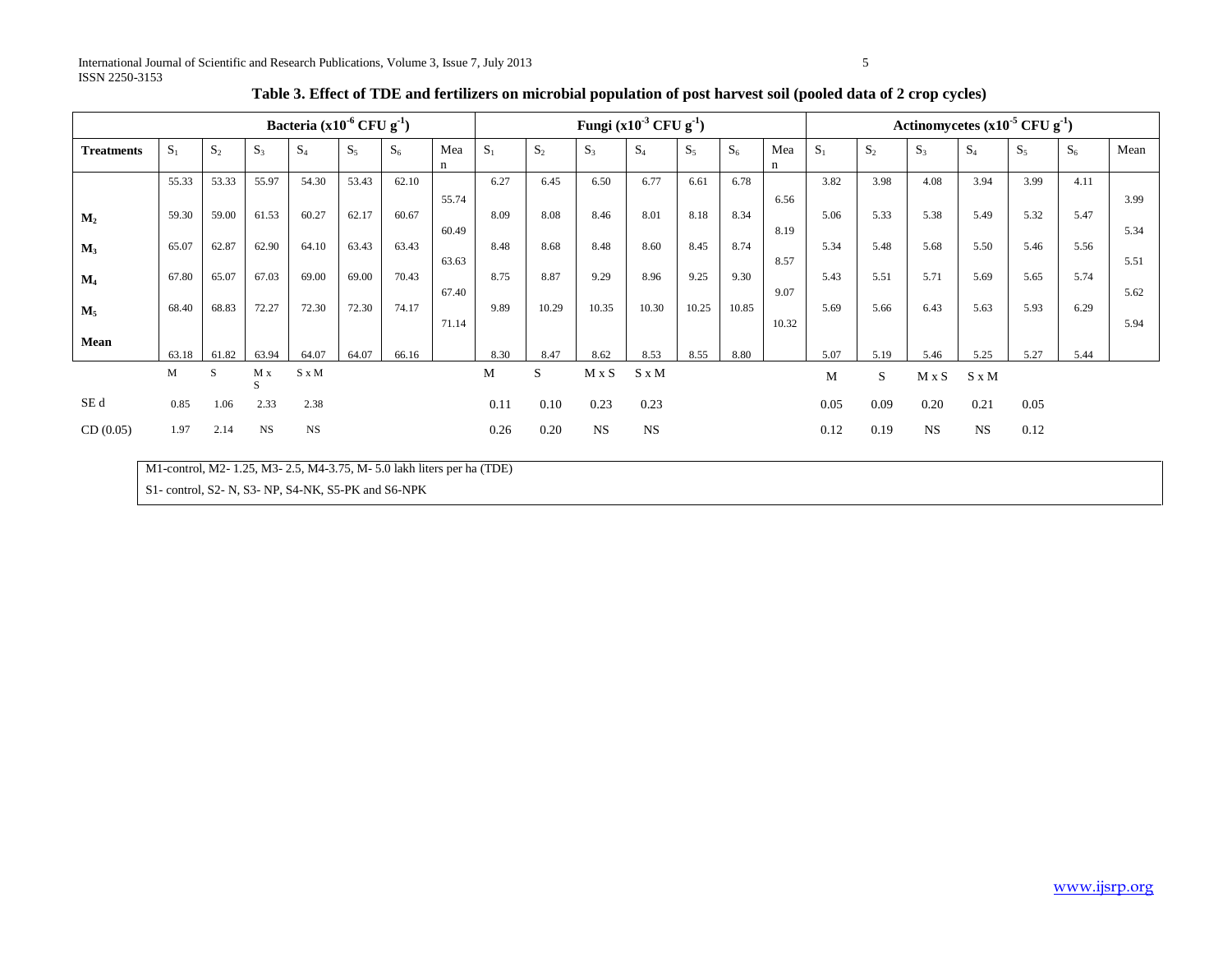**Table 3. Effect of TDE and fertilizers on microbial population of post harvest soil (pooled data of 2 crop cycles)**

| | Bacteria ($x10^{-6}$ CFU $g^{-1}$) | | | | | | | Fungi ($x10^{-3}$ CFU $g^{-1}$) | | | | | | | Actinomycetes ($x10^{-5}$ CFU $g^{-1}$) | | | | | | |
|---|---|---|---|---|---|---|---|---|---|---|---|---|---|---|---|---|---|---|---|---|---|
| **Treatments** | $S_1$ | $S_2$ | $S_3$ | $S_4$ | $S_5$ | $S_6$ | Mean | $S_1$ | $S_2$ | $S_3$ | $S_4$ | $S_5$ | $S_6$ | Mean | $S_1$ | $S_2$ | $S_3$ | $S_4$ | $S_5$ | $S_6$ | Mean |
| | 55.33 | 53.33 | 55.97 | 54.30 | 53.43 | 62.10 | 55.74 | 6.27 | 6.45 | 6.50 | 6.77 | 6.61 | 6.78 | 6.56 | 3.82 | 3.98 | 4.08 | 3.94 | 3.99 | 4.11 | 3.99 |
| **$M_2$** | 59.30 | 59.00 | 61.53 | 60.27 | 62.17 | 60.67 | 60.49 | 8.09 | 8.08 | 8.46 | 8.01 | 8.18 | 8.34 | 8.19 | 5.06 | 5.33 | 5.38 | 5.49 | 5.32 | 5.47 | 5.34 |
| **$M_3$** | 65.07 | 62.87 | 62.90 | 64.10 | 63.43 | 63.43 | 63.63 | 8.48 | 8.68 | 8.48 | 8.60 | 8.45 | 8.74 | 8.57 | 5.34 | 5.48 | 5.68 | 5.50 | 5.46 | 5.56 | 5.51 |
| **$M_4$** | 67.80 | 65.07 | 67.03 | 69.00 | 69.00 | 70.43 | 67.40 | 8.75 | 8.87 | 9.29 | 8.96 | 9.25 | 9.30 | 9.07 | 5.43 | 5.51 | 5.71 | 5.69 | 5.65 | 5.74 | 5.62 |
| **$M_5$** | 68.40 | 68.83 | 72.27 | 72.30 | 72.30 | 74.17 | 71.14 | 9.89 | 10.29 | 10.35 | 10.30 | 10.25 | 10.85 | 10.32 | 5.69 | 5.66 | 6.43 | 5.63 | 5.93 | 6.29 | 5.94 |
| **Mean** | 63.18 | 61.82 | 63.94 | 64.07 | 64.07 | 66.16 | | 8.30 | 8.47 | 8.62 | 8.53 | 8.55 | 8.80 | | 5.07 | 5.19 | 5.46 | 5.25 | 5.27 | 5.44 | |
| | M | S | M x S | S x M | | | | M | S | M x S | S x M | | | | M | S | M x S | S x M | | | |
| SE d | 0.85 | 1.06 | 2.33 | 2.38 | | | | 0.11 | 0.10 | 0.23 | 0.23 | | | | 0.05 | 0.09 | 0.20 | 0.21 | 0.05 | | |
| CD (0.05) | 1.97 | 2.14 | NS | NS | | | | 0.26 | 0.20 | NS | NS | | | | 0.12 | 0.19 | NS | NS | 0.12 | | |

M1-control, M2- 1.25, M3- 2.5, M4-3.75, M- 5.0 lakh liters per ha (TDE)

S1- control, S2- N, S3- NP, S4-NK, S5-PK and S6-NPK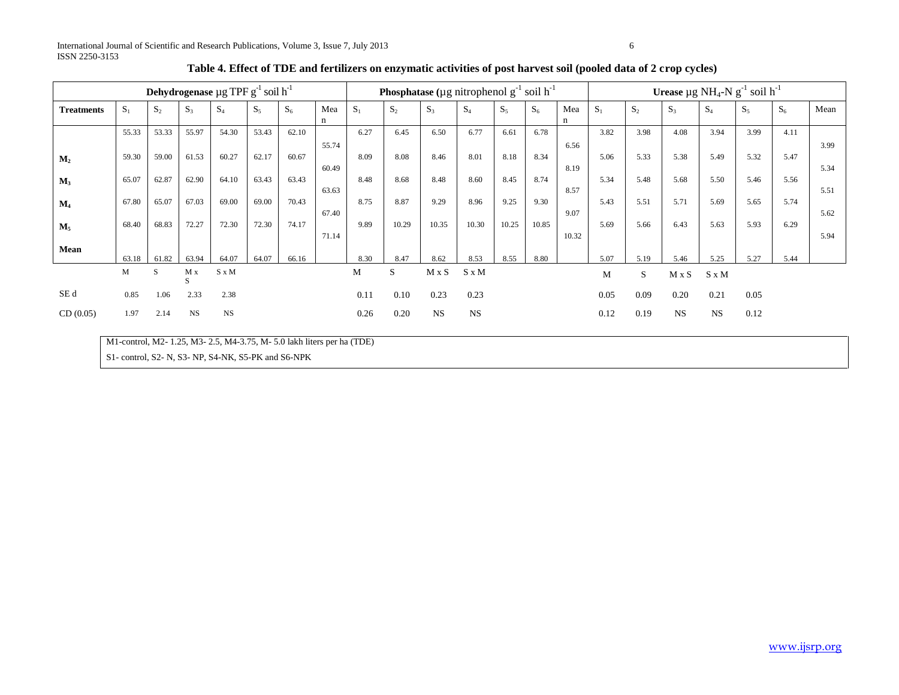**Table 4. Effect of TDE and fertilizers on enzymatic activities of post harvest soil (pooled data of 2 crop cycles)**

| | Dehydrogenase µg TPF $g^{-1}$ soil $h^{-1}$ | | | | | | | Phosphatase (µg nitrophenol $g^{-1}$ soil $h^{-1}$ | | | | | | | Urease µg $NH_4$-N $g^{-1}$ soil $h^{-1}$ | | | | | | |
|---|---|---|---|---|---|---|---|---|---|---|---|---|---|---|---|---|---|---|---|---|---|
| **Treatments** | $S_1$ | $S_2$ | $S_3$ | $S_4$ | $S_5$ | $S_6$ | Mean | $S_1$ | $S_2$ | $S_3$ | $S_4$ | $S_5$ | $S_6$ | Mean | $S_1$ | $S_2$ | $S_3$ | $S_4$ | $S_5$ | $S_6$ | Mean |
| | 55.33 | 53.33 | 55.97 | 54.30 | 53.43 | 62.10 | 55.74 | 6.27 | 6.45 | 6.50 | 6.77 | 6.61 | 6.78 | 6.56 | 3.82 | 3.98 | 4.08 | 3.94 | 3.99 | 4.11 | 3.99 |
| **$M_2$** | 59.30 | 59.00 | 61.53 | 60.27 | 62.17 | 60.67 | 60.49 | 8.09 | 8.08 | 8.46 | 8.01 | 8.18 | 8.34 | 8.19 | 5.06 | 5.33 | 5.38 | 5.49 | 5.32 | 5.47 | 5.34 |
| **$M_3$** | 65.07 | 62.87 | 62.90 | 64.10 | 63.43 | 63.43 | 63.63 | 8.48 | 8.68 | 8.48 | 8.60 | 8.45 | 8.74 | 8.57 | 5.34 | 5.48 | 5.68 | 5.50 | 5.46 | 5.56 | 5.51 |
| **$M_4$** | 67.80 | 65.07 | 67.03 | 69.00 | 69.00 | 70.43 | 67.40 | 8.75 | 8.87 | 9.29 | 8.96 | 9.25 | 9.30 | 9.07 | 5.43 | 5.51 | 5.71 | 5.69 | 5.65 | 5.74 | 5.62 |
| **$M_5$** | 68.40 | 68.83 | 72.27 | 72.30 | 72.30 | 74.17 | 71.14 | 9.89 | 10.29 | 10.35 | 10.30 | 10.25 | 10.85 | 10.32 | 5.69 | 5.66 | 6.43 | 5.63 | 5.93 | 6.29 | 5.94 |
| **Mean** | 63.18 | 61.82 | 63.94 | 64.07 | 64.07 | 66.16 | | 8.30 | 8.47 | 8.62 | 8.53 | 8.55 | 8.80 | | 5.07 | 5.19 | 5.46 | 5.25 | 5.27 | 5.44 | |
| | M | S | M x S | S x M | | | | M | S | M x S | S x M | | | | M | S | M x S | S x M | | | |
| SE d | 0.85 | 1.06 | 2.33 | 2.38 | | | | 0.11 | 0.10 | 0.23 | 0.23 | | | | 0.05 | 0.09 | 0.20 | 0.21 | 0.05 | | |
| CD (0.05) | 1.97 | 2.14 | NS | NS | | | | 0.26 | 0.20 | NS | NS | | | | 0.12 | 0.19 | NS | NS | 0.12 | | |

M1-control, M2- 1.25, M3- 2.5, M4-3.75, M- 5.0 lakh liters per ha (TDE)

S1- control, S2- N, S3- NP, S4-NK, S5-PK and S6-NPK